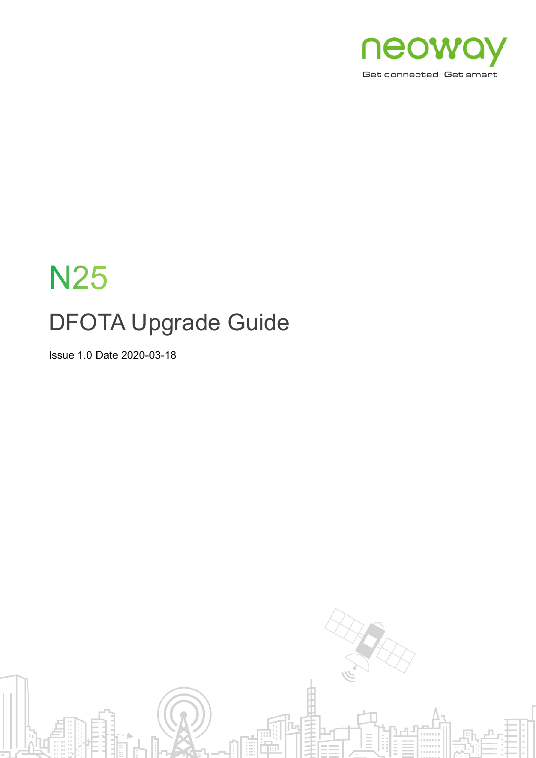neoway

Get connected Get smart

# N25

## DFOTA Upgrade Guide

Issue 1.0 Date 2020-03-18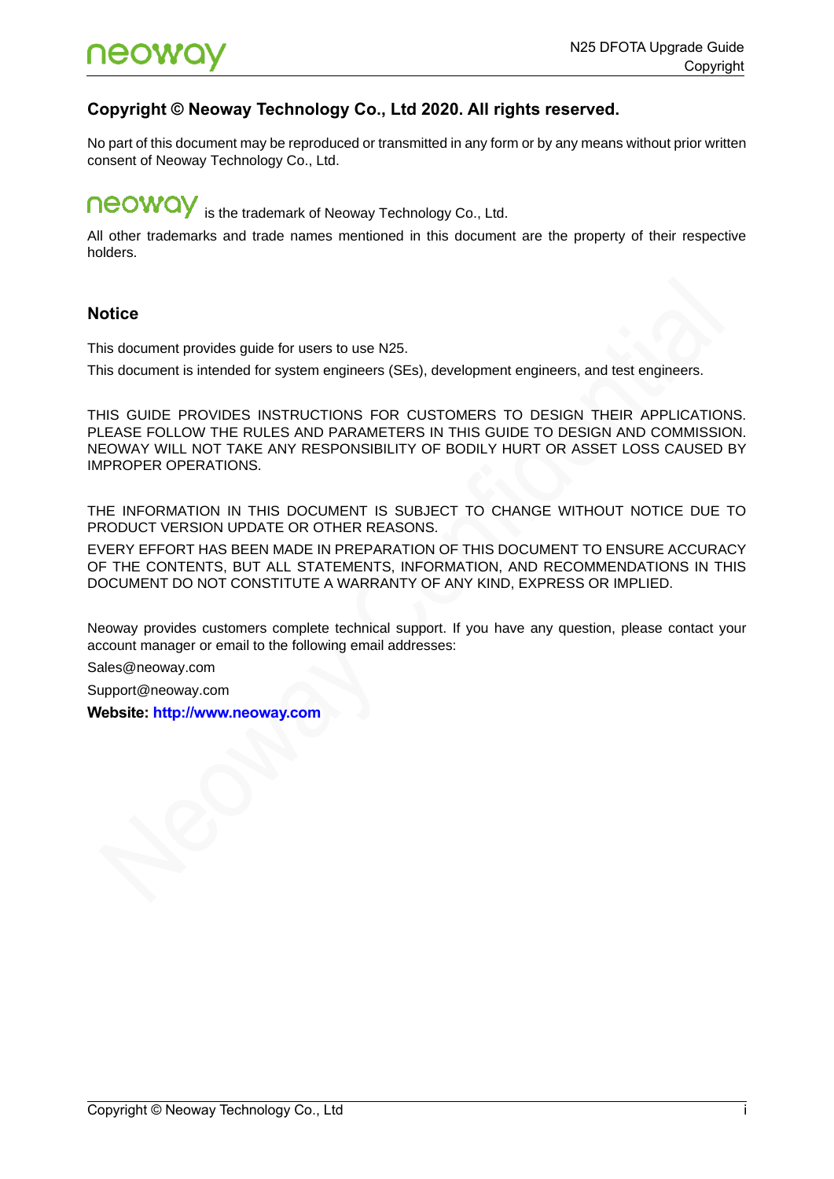## Copyright © Neoway Technology Co., Ltd 2020. All rights reserved.

No part of this document may be reproduced or transmitted in any form or by any means without prior written consent of Neoway Technology Co., Ltd.

neoway is the trademark of Neoway Technology Co., Ltd.

All other trademarks and trade names mentioned in this document are the property of their respective holders.

## Notice

This document provides guide for users to use N25.

This document is intended for system engineers (SEs), development engineers, and test engineers.

THIS GUIDE PROVIDES INSTRUCTIONS FOR CUSTOMERS TO DESIGN THEIR APPLICATIONS. PLEASE FOLLOW THE RULES AND PARAMETERS IN THIS GUIDE TO DESIGN AND COMMISSION. NEOWAY WILL NOT TAKE ANY RESPONSIBILITY OF BODILY HURT OR ASSET LOSS CAUSED BY IMPROPER OPERATIONS.

THE INFORMATION IN THIS DOCUMENT IS SUBJECT TO CHANGE WITHOUT NOTICE DUE TO PRODUCT VERSION UPDATE OR OTHER REASONS.

EVERY EFFORT HAS BEEN MADE IN PREPARATION OF THIS DOCUMENT TO ENSURE ACCURACY OF THE CONTENTS, BUT ALL STATEMENTS, INFORMATION, AND RECOMMENDATIONS IN THIS DOCUMENT DO NOT CONSTITUTE A WARRANTY OF ANY KIND, EXPRESS OR IMPLIED.

Neoway provides customers complete technical support. If you have any question, please contact your account manager or email to the following email addresses:

Sales@neoway.com

Support@neoway.com

**Website: http://www.neoway.com**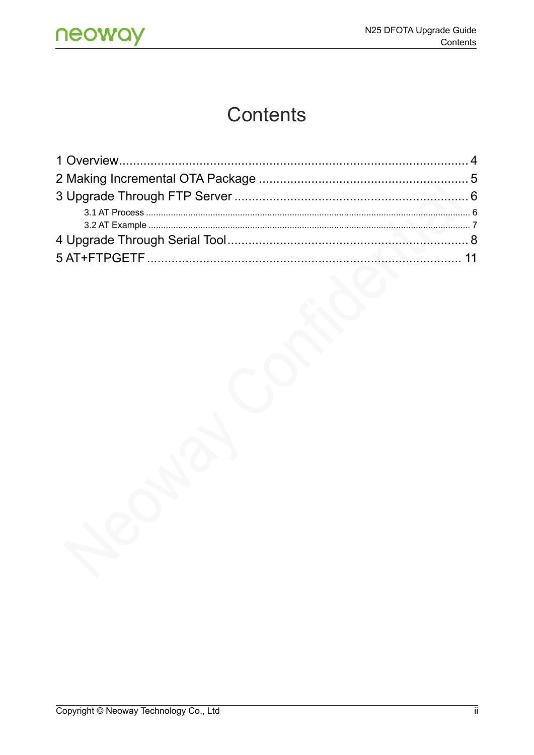# Contents

1 Overview .................................................................................................... 4

2 Making Incremental OTA Package ........................................................... 5

3 Upgrade Through FTP Server ................................................................... 6

  3.1 AT Process ........................................................................................... 6

  3.2 AT Example .......................................................................................... 7

4 Upgrade Through Serial Tool .................................................................... 8

5 AT+FTPGETF ........................................................................................... 11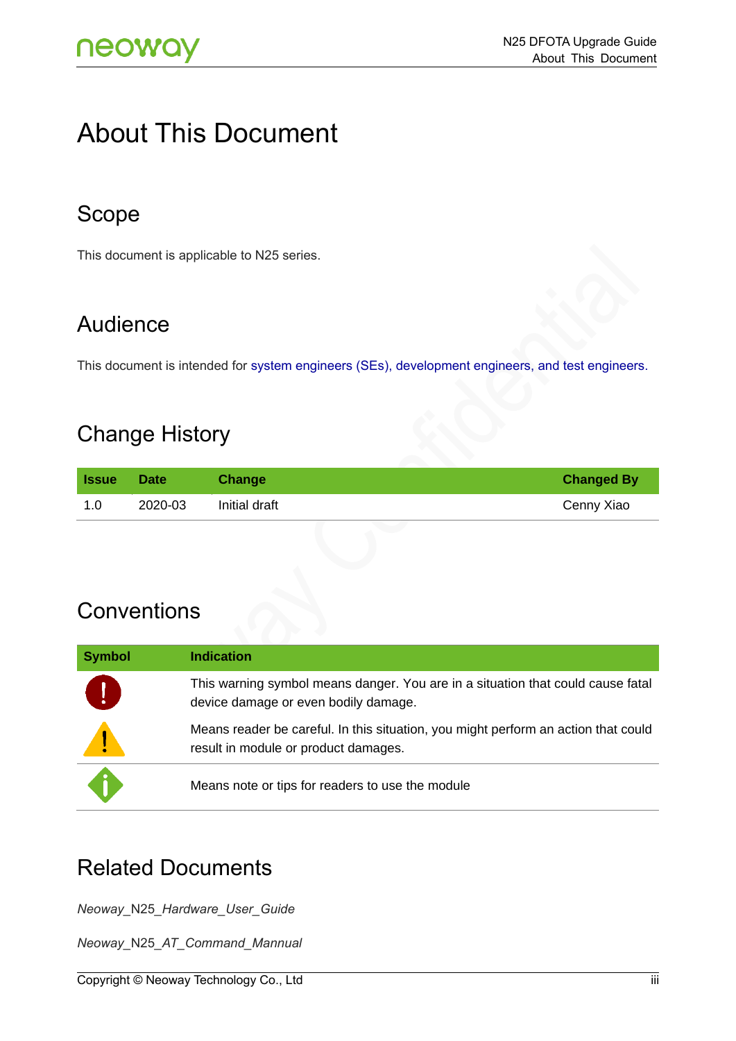# About This Document

## Scope

This document is applicable to N25 series.

## Audience

This document is intended for system engineers (SEs), development engineers, and test engineers.

## Change History

| Issue | Date | Change | Changed By |
|---|---|---|---|
| 1.0 | 2020-03 | Initial draft | Cenny Xiao |

## Conventions

| Symbol | Indication |
|---|---|
| ! | This warning symbol means danger. You are in a situation that could cause fatal device damage or even bodily damage. |
| ⚠ | Means reader be careful. In this situation, you might perform an action that could result in module or product damages. |
| i | Means note or tips for readers to use the module |

## Related Documents

*Neoway_N25_Hardware_User_Guide*

*Neoway_N25_AT_Command_Mannual*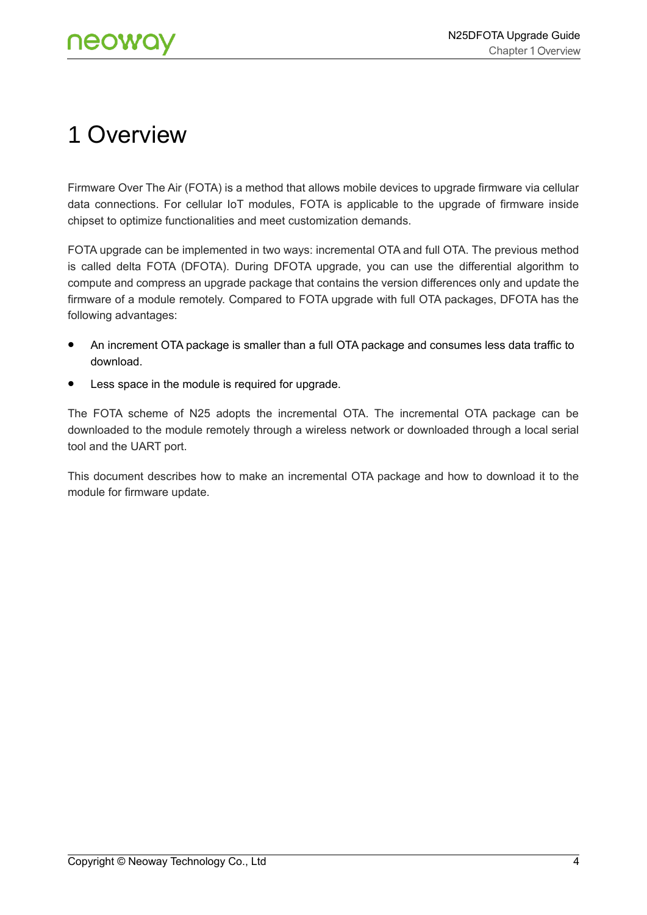# 1 Overview

Firmware Over The Air (FOTA) is a method that allows mobile devices to upgrade firmware via cellular data connections. For cellular IoT modules, FOTA is applicable to the upgrade of firmware inside chipset to optimize functionalities and meet customization demands.

FOTA upgrade can be implemented in two ways: incremental OTA and full OTA. The previous method is called delta FOTA (DFOTA). During DFOTA upgrade, you can use the differential algorithm to compute and compress an upgrade package that contains the version differences only and update the firmware of a module remotely. Compared to FOTA upgrade with full OTA packages, DFOTA has the following advantages:

- An increment OTA package is smaller than a full OTA package and consumes less data traffic to download.
- Less space in the module is required for upgrade.

The FOTA scheme of N25 adopts the incremental OTA. The incremental OTA package can be downloaded to the module remotely through a wireless network or downloaded through a local serial tool and the UART port.

This document describes how to make an incremental OTA package and how to download it to the module for firmware update.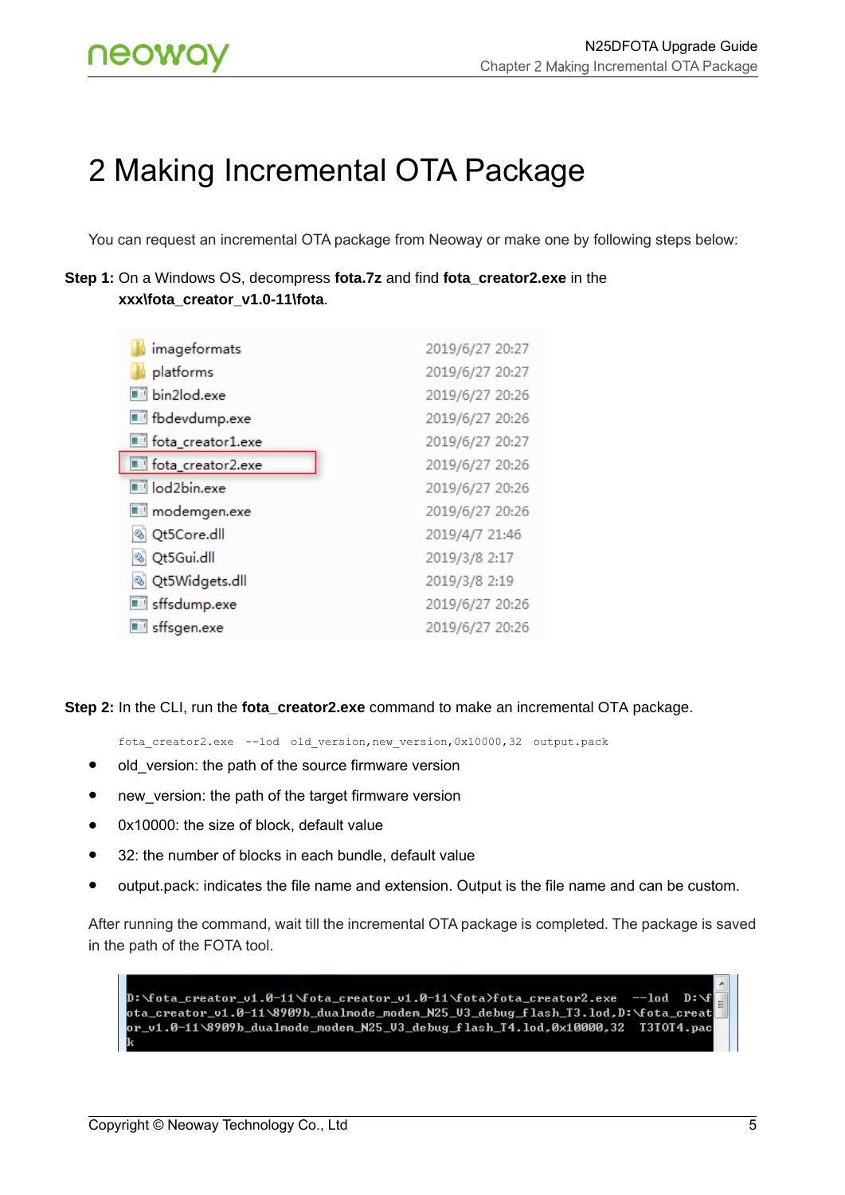# 2 Making Incremental OTA Package

You can request an incremental OTA package from Neoway or make one by following steps below:

**Step 1:** On a Windows OS, decompress **fota.7z** and find **fota_creator2.exe** in the **xxx\fota_creator_v1.0-11\fota**.

| | |
|---|---|
| imageformats | 2019/6/27 20:27 |
| platforms | 2019/6/27 20:27 |
| bin2lod.exe | 2019/6/27 20:26 |
| fbdevdump.exe | 2019/6/27 20:26 |
| fota_creator1.exe | 2019/6/27 20:27 |
| fota_creator2.exe | 2019/6/27 20:26 |
| lod2bin.exe | 2019/6/27 20:26 |
| modemgen.exe | 2019/6/27 20:26 |
| Qt5Core.dll | 2019/4/7 21:46 |
| Qt5Gui.dll | 2019/3/8 2:17 |
| Qt5Widgets.dll | 2019/3/8 2:19 |
| sffsdump.exe | 2019/6/27 20:26 |
| sffsgen.exe | 2019/6/27 20:26 |

**Step 2:** In the CLI, run the **fota_creator2.exe** command to make an incremental OTA package.

```
fota_creator2.exe  --lod  old_version,new_version,0x10000,32  output.pack
```

- old_version: the path of the source firmware version
- new_version: the path of the target firmware version
- 0x10000: the size of block, default value
- 32: the number of blocks in each bundle, default value
- output.pack: indicates the file name and extension. Output is the file name and can be custom.

After running the command, wait till the incremental OTA package is completed. The package is saved in the path of the FOTA tool.

```
D:\fota_creator_v1.0-11\fota_creator_v1.0-11\fota>fota_creator2.exe  --lod  D:\fota_creator_v1.0-11\8909b_dualmode_modem_N25_V3_debug_flash_T3.lod,D:\fota_creator_v1.0-11\8909b_dualmode_modem_N25_V3_debug_flash_T4.lod,0x10000,32  T3TOT4.pack
```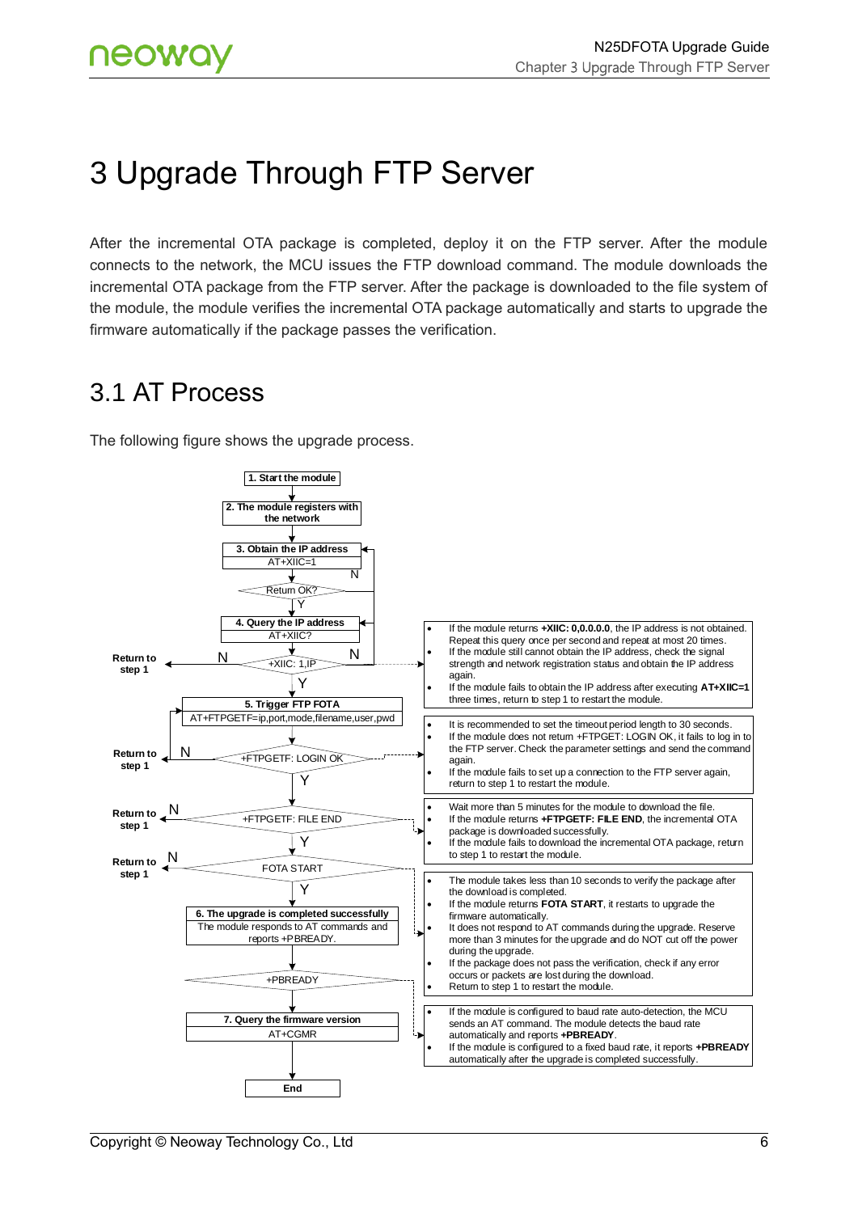# 3 Upgrade Through FTP Server

After the incremental OTA package is completed, deploy it on the FTP server. After the module connects to the network, the MCU issues the FTP download command. The module downloads the incremental OTA package from the FTP server. After the package is downloaded to the file system of the module, the module verifies the incremental OTA package automatically and starts to upgrade the firmware automatically if the package passes the verification.

## 3.1 AT Process

The following figure shows the upgrade process.

**1. Start the module**

**2. The module registers with the network**

**3. Obtain the IP address**
AT+XIIC=1

Return OK? (N: back to step 3; Y: continue)

**4. Query the IP address**
AT+XIIC?

+XIIC: 1,IP (N: back to step 4, or Return to step 1; Y: continue)

- If the module returns **+XIIC: 0,0.0.0.0**, the IP address is not obtained. Repeat this query once per second and repeat at most 20 times.
- If the module still cannot obtain the IP address, check the signal strength and network registration status and obtain the IP address again.
- If the module fails to obtain the IP address after executing **AT+XIIC=1** three times, return to step 1 to restart the module.

**5. Trigger FTP FOTA**
AT+FTPGETF=ip,port,mode,filename,user,pwd

+FTPGETF: LOGIN OK (N: Return to step 1; Y: continue)

- It is recommended to set the timeout period length to 30 seconds.
- If the module does not return +FTPGET: LOGIN OK, it fails to log in to the FTP server. Check the parameter settings and send the command again.
- If the module fails to set up a connection to the FTP server again, return to step 1 to restart the module.

+FTPGETF: FILE END (N: Return to step 1; Y: continue)

- Wait more than 5 minutes for the module to download the file.
- If the module returns **+FTPGETF: FILE END**, the incremental OTA package is downloaded successfully.
- If the module fails to download the incremental OTA package, return to step 1 to restart the module.

FOTA START (N: Return to step 1; Y: continue)

- The module takes less than 10 seconds to verify the package after the download is completed.
- If the module returns **FOTA START**, it restarts to upgrade the firmware automatically.
- It does not respond to AT commands during the upgrade. Reserve more than 3 minutes for the upgrade and do NOT cut off the power during the upgrade.
- If the package does not pass the verification, check if any error occurs or packets are lost during the download.
- Return to step 1 to restart the module.

**6. The upgrade is completed successfully**
The module responds to AT commands and reports +PBREADY.

+PBREADY

- If the module is configured to baud rate auto-detection, the MCU sends an AT command. The module detects the baud rate automatically and reports **+PBREADY**.
- If the module is configured to a fixed baud rate, it reports **+PBREADY** automatically after the upgrade is completed successfully.

**7. Query the firmware version**
AT+CGMR

**End**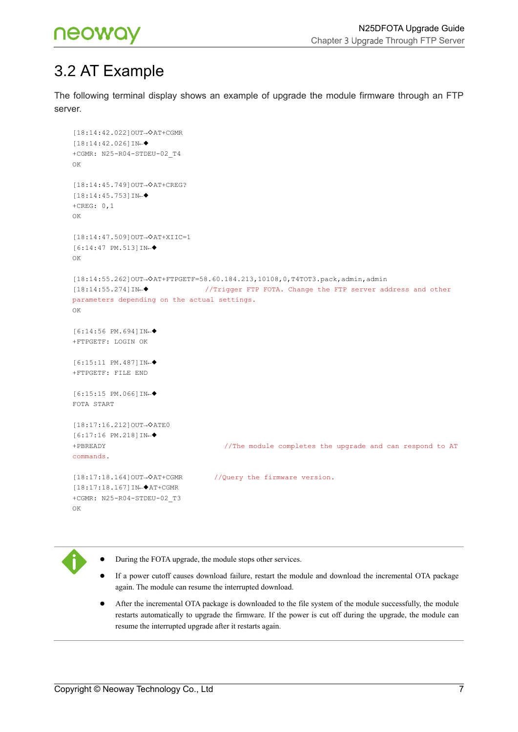## 3.2 AT Example

The following terminal display shows an example of upgrade the module firmware through an FTP server.

```
[18:14:42.022]OUT→◇AT+CGMR
[18:14:42.026]IN←◆
+CGMR: N25-R04-STDEU-02_T4
OK

[18:14:45.749]OUT→◇AT+CREG?
[18:14:45.753]IN←◆
+CREG: 0,1
OK

[18:14:47.509]OUT→◇AT+XIIC=1
[6:14:47 PM.513]IN←◆
OK

[18:14:55.262]OUT→◇AT+FTPGETF=58.60.184.213,10108,0,T4TOT3.pack,admin,admin
[18:14:55.274]IN←◆            //Trigger FTP FOTA. Change the FTP server address and other
parameters depending on the actual settings.
OK

[6:14:56 PM.694]IN←◆
+FTPGETF: LOGIN OK

[6:15:11 PM.487]IN←◆
+FTPGETF: FILE END

[6:15:15 PM.066]IN←◆
FOTA START

[18:17:16.212]OUT→◇ATE0
[6:17:16 PM.218]IN←◆
+PBREADY                            //The module completes the upgrade and can respond to AT
commands.

[18:17:18.164]OUT→◇AT+CGMR        //Query the firmware version.
[18:17:18.167]IN←◆AT+CGMR
+CGMR: N25-R04-STDEU-02_T3
OK
```

- During the FOTA upgrade, the module stops other services.
- If a power cutoff causes download failure, restart the module and download the incremental OTA package again. The module can resume the interrupted download.
- After the incremental OTA package is downloaded to the file system of the module successfully, the module restarts automatically to upgrade the firmware. If the power is cut off during the upgrade, the module can resume the interrupted upgrade after it restarts again.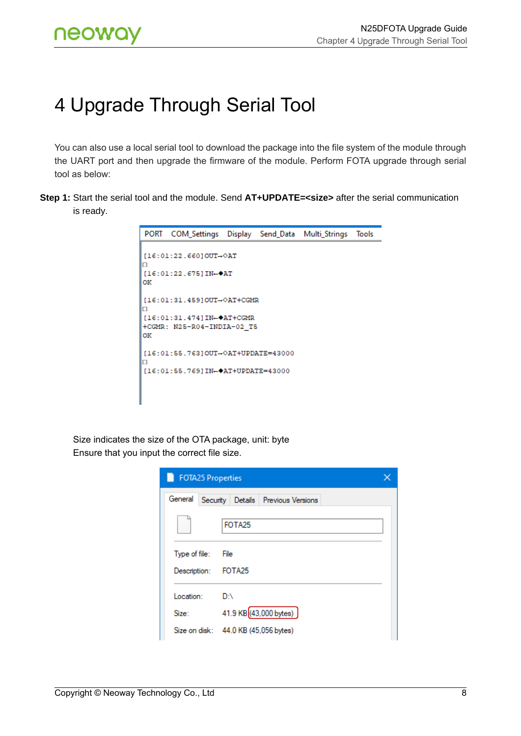# 4 Upgrade Through Serial Tool

You can also use a local serial tool to download the package into the file system of the module through the UART port and then upgrade the firmware of the module. Perform FOTA upgrade through serial tool as below:

**Step 1:** Start the serial tool and the module. Send **AT+UPDATE=<size>** after the serial communication is ready.

```
PORT  COM_Settings  Display  Send_Data  Multi_Strings  Tools

[16:01:22.660]OUT→◇AT
□
[16:01:22.675]IN←◆AT
OK

[16:01:31.459]OUT→◇AT+CGMR
□
[16:01:31.474]IN←◆AT+CGMR
+CGMR: N25-R04-INDIA-02_T5
OK

[16:01:55.763]OUT→◇AT+UPDATE=43000
□
[16:01:55.769]IN←◆AT+UPDATE=43000
```

Size indicates the size of the OTA package, unit: byte

Ensure that you input the correct file size.

```
FOTA25 Properties

General | Security | Details | Previous Versions

FOTA25

Type of file:   File
Description:    FOTA25

Location:       D:\
Size:           41.9 KB (43,000 bytes)
Size on disk:   44.0 KB (45,056 bytes)
```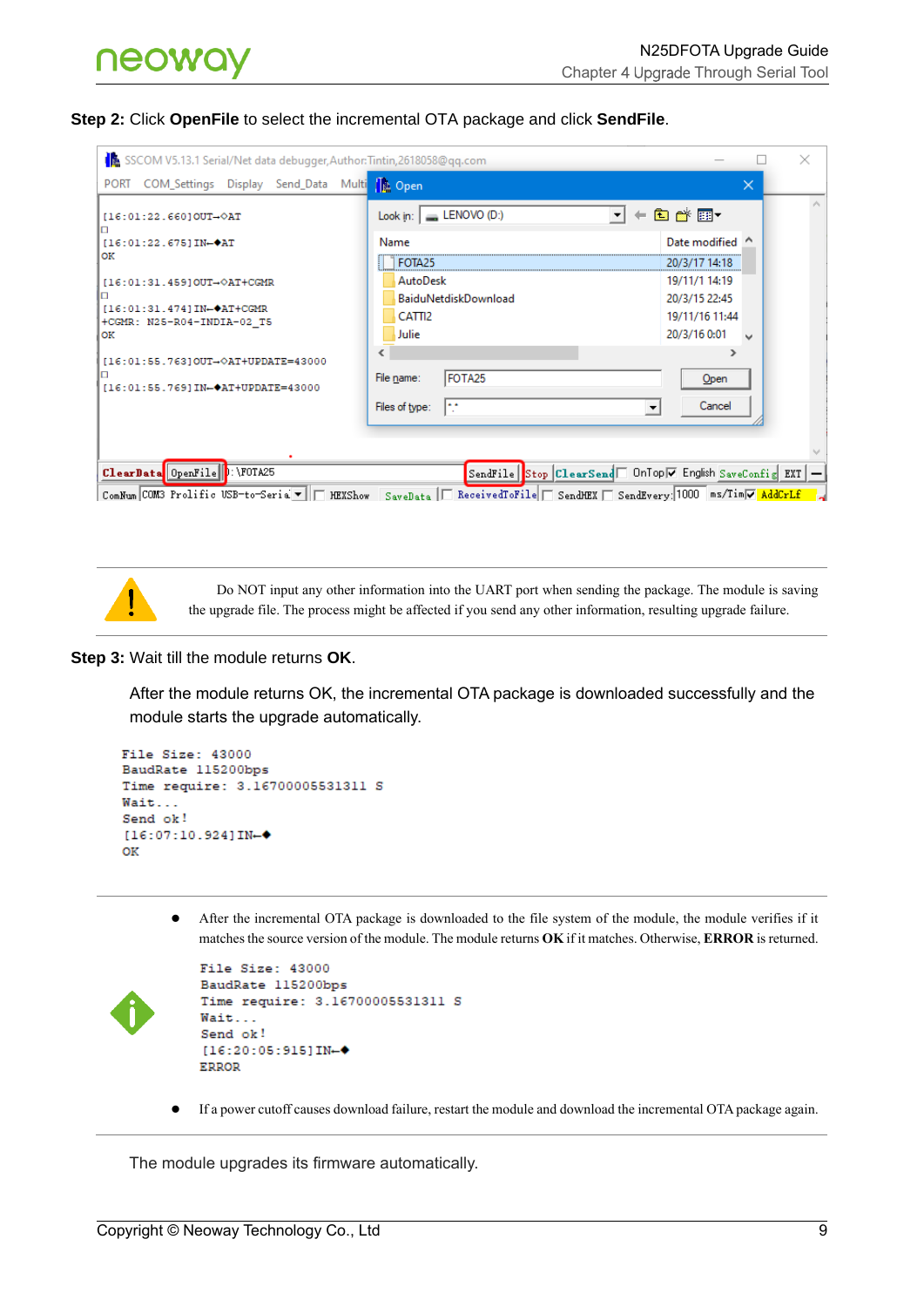**Step 2:** Click **OpenFile** to select the incremental OTA package and click **SendFile**.

Do NOT input any other information into the UART port when sending the package. The module is saving the upgrade file. The process might be affected if you send any other information, resulting upgrade failure.

**Step 3:** Wait till the module returns **OK**.

After the module returns OK, the incremental OTA package is downloaded successfully and the module starts the upgrade automatically.

```
File Size: 43000
BaudRate 115200bps
Time require: 3.16700005531311 S
Wait...
Send ok!
[16:07:10.924]IN←◆
OK
```

- After the incremental OTA package is downloaded to the file system of the module, the module verifies if it matches the source version of the module. The module returns **OK** if it matches. Otherwise, **ERROR** is returned.

```
File Size: 43000
BaudRate 115200bps
Time require: 3.16700005531311 S
Wait...
Send ok!
[16:20:05:915]IN←◆
ERROR
```

- If a power cutoff causes download failure, restart the module and download the incremental OTA package again.

The module upgrades its firmware automatically.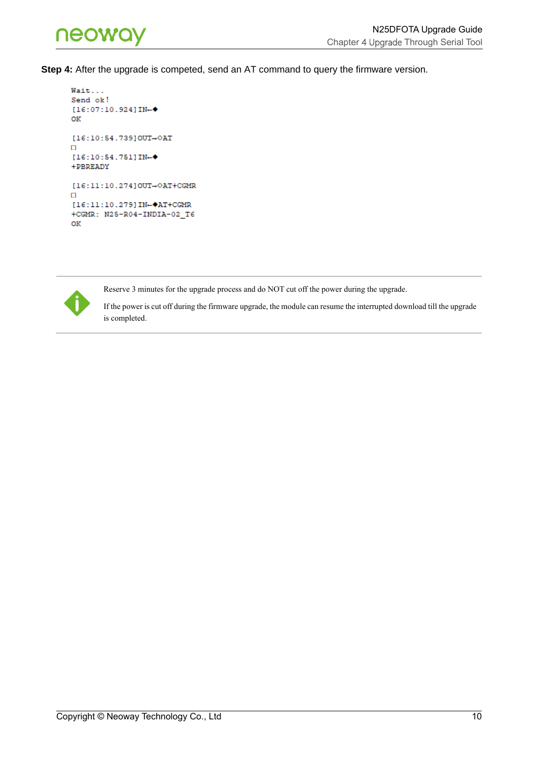**Step 4:** After the upgrade is competed, send an AT command to query the firmware version.

```
Wait...
Send ok!
[16:07:10.924]IN←◆
OK

[16:10:54.739]OUT→◇AT
□
[16:10:54.751]IN←◆
+PBREADY

[16:11:10.274]OUT→◇AT+CGMR
□
[16:11:10.279]IN←◆AT+CGMR
+CGMR: N25-R04-INDIA-02_T6
OK
```

Reserve 3 minutes for the upgrade process and do NOT cut off the power during the upgrade.

If the power is cut off during the firmware upgrade, the module can resume the interrupted download till the upgrade is completed.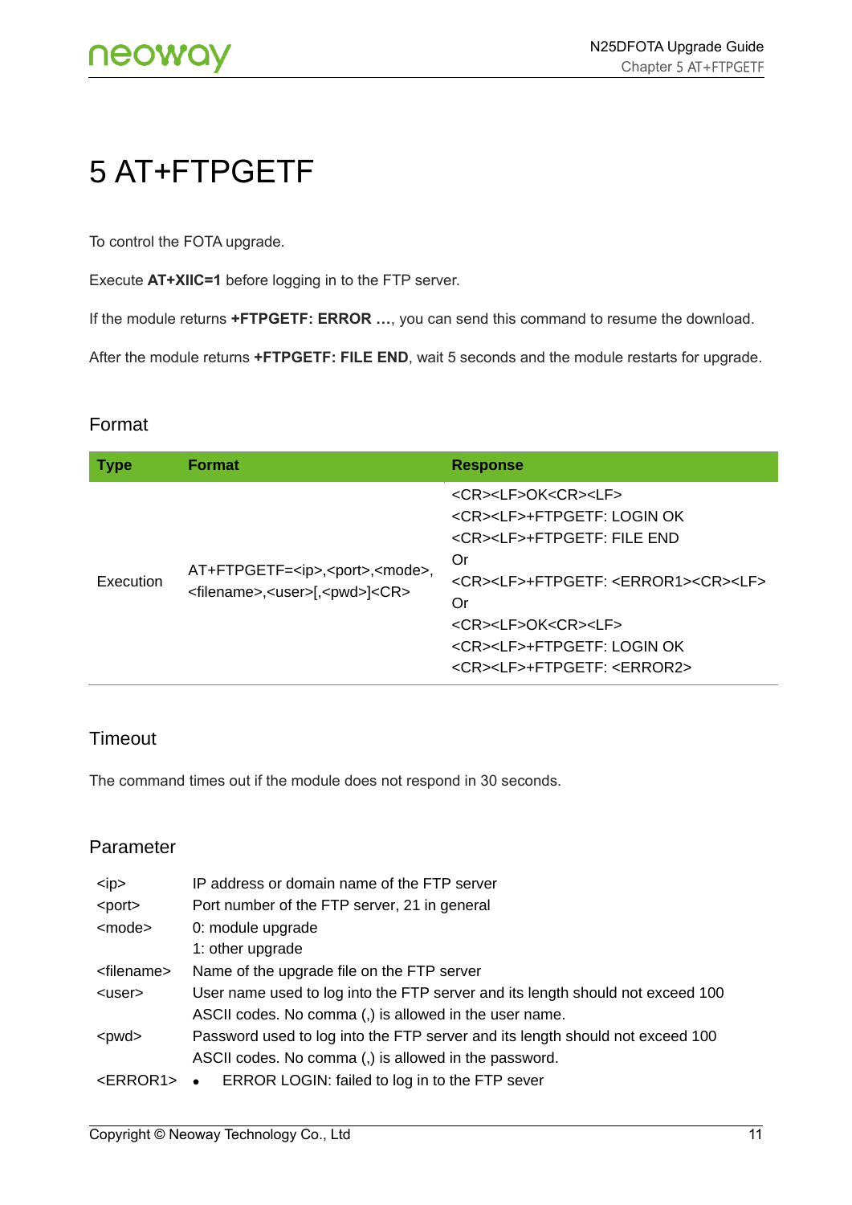# 5 AT+FTPGETF

To control the FOTA upgrade.

Execute **AT+XIIC=1** before logging in to the FTP server.

If the module returns **+FTPGETF: ERROR …**, you can send this command to resume the download.

After the module returns **+FTPGETF: FILE END**, wait 5 seconds and the module restarts for upgrade.

## Format

| Type | Format | Response |
|---|---|---|
| Execution | AT+FTPGETF=<ip>,<port>,<mode>,<filename>,<user>[,<pwd>]<CR> | <CR><LF>OK<CR><LF><br><CR><LF>+FTPGETF: LOGIN OK<br><CR><LF>+FTPGETF: FILE END<br>Or<br><CR><LF>+FTPGETF: <ERROR1><CR><LF><br>Or<br><CR><LF>OK<CR><LF><br><CR><LF>+FTPGETF: LOGIN OK<br><CR><LF>+FTPGETF: <ERROR2> |

## Timeout

The command times out if the module does not respond in 30 seconds.

## Parameter

| | |
|---|---|
| <ip> | IP address or domain name of the FTP server |
| <port> | Port number of the FTP server, 21 in general |
| <mode> | 0: module upgrade<br>1: other upgrade |
| <filename> | Name of the upgrade file on the FTP server |
| <user> | User name used to log into the FTP server and its length should not exceed 100 ASCII codes. No comma (,) is allowed in the user name. |
| <pwd> | Password used to log into the FTP server and its length should not exceed 100 ASCII codes. No comma (,) is allowed in the password. |
| <ERROR1> | • ERROR LOGIN: failed to log in to the FTP sever |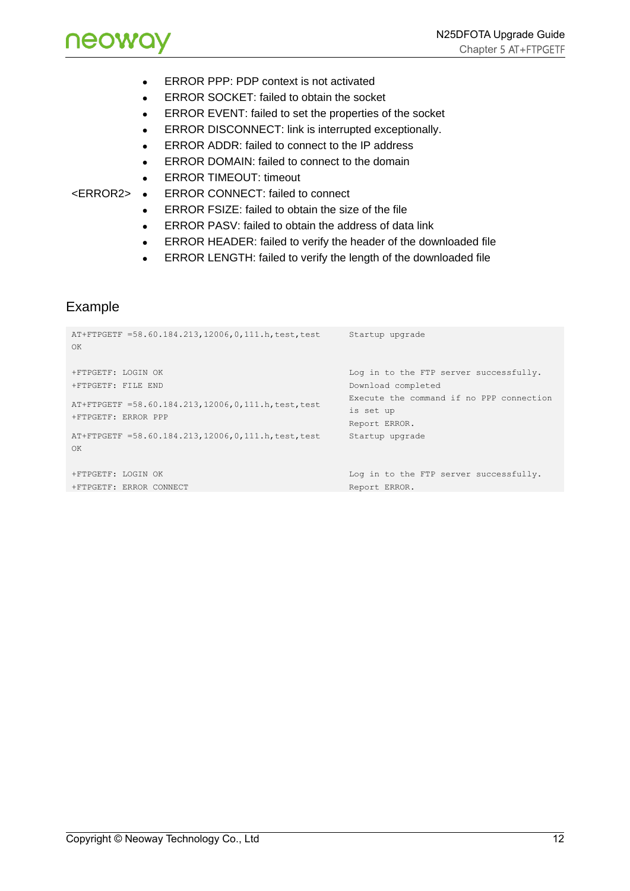- ERROR PPP: PDP context is not activated
- ERROR SOCKET: failed to obtain the socket
- ERROR EVENT: failed to set the properties of the socket
- ERROR DISCONNECT: link is interrupted exceptionally.
- ERROR ADDR: failed to connect to the IP address
- ERROR DOMAIN: failed to connect to the domain
- ERROR TIMEOUT: timeout

<ERROR2>

- ERROR CONNECT: failed to connect
- ERROR FSIZE: failed to obtain the size of the file
- ERROR PASV: failed to obtain the address of data link
- ERROR HEADER: failed to verify the header of the downloaded file
- ERROR LENGTH: failed to verify the length of the downloaded file

## Example

```
AT+FTPGETF =58.60.184.213,12006,0,111.h,test,test      Startup upgrade
OK

+FTPGETF: LOGIN OK                                     Log in to the FTP server successfully.
+FTPGETF: FILE END                                     Download completed
AT+FTPGETF =58.60.184.213,12006,0,111.h,test,test      Execute the command if no PPP connection
                                                       is set up
+FTPGETF: ERROR PPP                                    Report ERROR.
AT+FTPGETF =58.60.184.213,12006,0,111.h,test,test      Startup upgrade
OK

+FTPGETF: LOGIN OK                                     Log in to the FTP server successfully.
+FTPGETF: ERROR CONNECT                                Report ERROR.
```